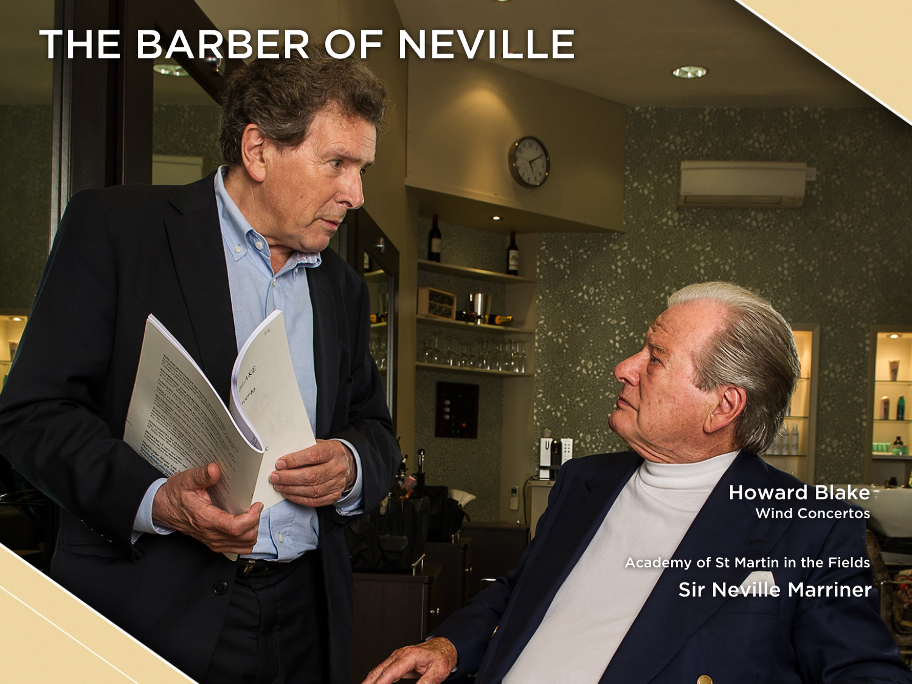# THE BARBER OF NEVILLE

**Howard Blake**
Wind Concertos

Academy of St Martin in the Fields
**Sir Neville Marriner**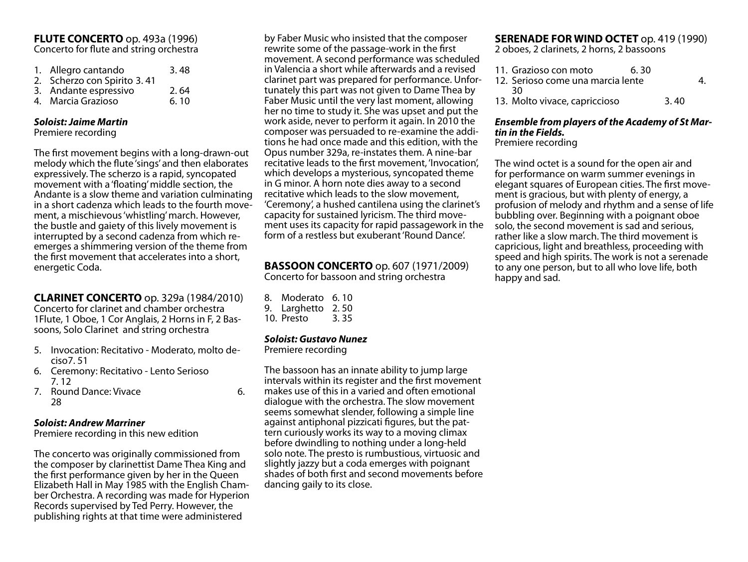**FLUTE CONCERTO** op. 493a (1996)
Concerto for flute and string orchestra

1. Allegro cantando 3. 48
2. Scherzo con Spirito 3. 41
3. Andante espressivo 2. 64
4. Marcia Grazioso 6. 10

***Soloist: Jaime Martin***
Premiere recording

The first movement begins with a long-drawn-out melody which the flute 'sings' and then elaborates expressively. The scherzo is a rapid, syncopated movement with a 'floating' middle section, the Andante is a slow theme and variation culminating in a short cadenza which leads to the fourth movement, a mischievous 'whistling' march. However, the bustle and gaiety of this lively movement is interrupted by a second cadenza from which re-emerges a shimmering version of the theme from the first movement that accelerates into a short, energetic Coda.

**CLARINET CONCERTO** op. 329a (1984/2010)
Concerto for clarinet and chamber orchestra
1Flute, 1 Oboe, 1 Cor Anglais, 2 Horns in F, 2 Bassoons, Solo Clarinet and string orchestra

5. Invocation: Recitativo - Moderato, molto deciso7. 51
6. Ceremony: Recitativo - Lento Serioso 7. 12
7. Round Dance: Vivace 6. 28

***Soloist: Andrew Marriner***
Premiere recording in this new edition

The concerto was originally commissioned from the composer by clarinettist Dame Thea King and the first performance given by her in the Queen Elizabeth Hall in May 1985 with the English Chamber Orchestra. A recording was made for Hyperion Records supervised by Ted Perry. However, the publishing rights at that time were administered by Faber Music who insisted that the composer rewrite some of the passage-work in the first movement. A second performance was scheduled in Valencia a short while afterwards and a revised clarinet part was prepared for performance. Unfortunately this part was not given to Dame Thea by Faber Music until the very last moment, allowing her no time to study it. She was upset and put the work aside, never to perform it again. In 2010 the composer was persuaded to re-examine the additions he had once made and this edition, with the Opus number 329a, re-instates them. A nine-bar recitative leads to the first movement, 'Invocation', which develops a mysterious, syncopated theme in G minor. A horn note dies away to a second recitative which leads to the slow movement, 'Ceremony', a hushed cantilena using the clarinet's capacity for sustained lyricism. The third movement uses its capacity for rapid passagework in the form of a restless but exuberant 'Round Dance'.

**BASSOON CONCERTO** op. 607 (1971/2009)
Concerto for bassoon and string orchestra

8. Moderato 6. 10
9. Larghetto 2. 50
10. Presto 3. 35

***Soloist: Gustavo Nunez***
Premiere recording

The bassoon has an innate ability to jump large intervals within its register and the first movement makes use of this in a varied and often emotional dialogue with the orchestra. The slow movement seems somewhat slender, following a simple line against antiphonal pizzicati figures, but the pattern curiously works its way to a moving climax before dwindling to nothing under a long-held solo note. The presto is rumbustious, virtuosic and slightly jazzy but a coda emerges with poignant shades of both first and second movements before dancing gaily to its close.

**SERENADE FOR WIND OCTET** op. 419 (1990)
2 oboes, 2 clarinets, 2 horns, 2 bassoons

11. Grazioso con moto 6. 30
12. Serioso come una marcia lente 4. 30
13. Molto vivace, capriccioso 3. 40

***Ensemble from players of the Academy of St Martin in the Fields.***
Premiere recording

The wind octet is a sound for the open air and for performance on warm summer evenings in elegant squares of European cities. The first movement is gracious, but with plenty of energy, a profusion of melody and rhythm and a sense of life bubbling over. Beginning with a poignant oboe solo, the second movement is sad and serious, rather like a slow march. The third movement is capricious, light and breathless, proceeding with speed and high spirits. The work is not a serenade to any one person, but to all who love life, both happy and sad.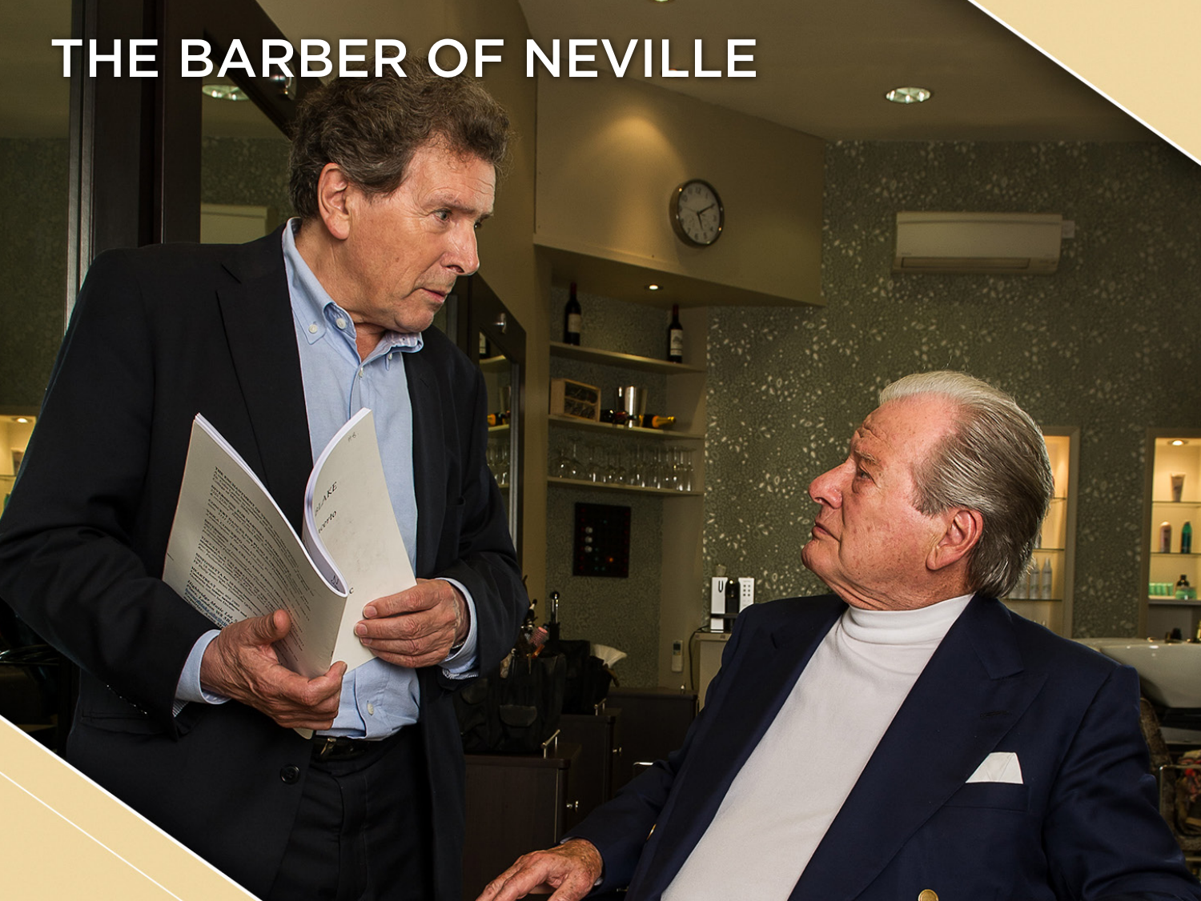# THE BARBER OF NEVILLE